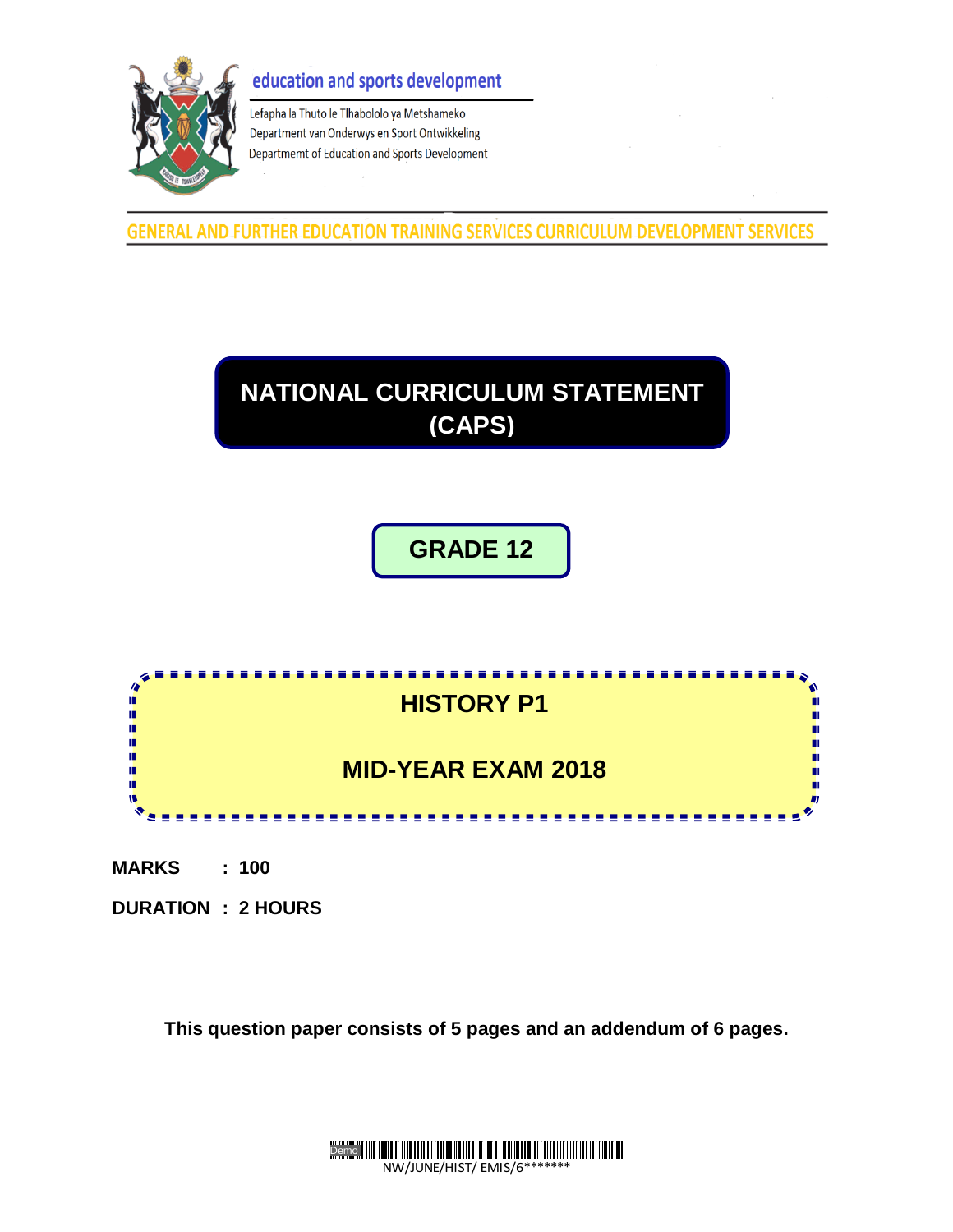education and sports development

Lefapha la Thuto le Tlhabololo ya Metshameko
Department van Onderwys en Sport Ontwikkeling
Departmemt of Education and Sports Development

GENERAL AND FURTHER EDUCATION TRAINING SERVICES CURRICULUM DEVELOPMENT SERVICES

# NATIONAL CURRICULUM STATEMENT (CAPS)

## GRADE 12

## HISTORY P1

## MID-YEAR EXAM 2018

**MARKS : 100**

**DURATION : 2 HOURS**

**This question paper consists of 5 pages and an addendum of 6 pages.**

NW/JUNE/HIST/ EMIS/6*******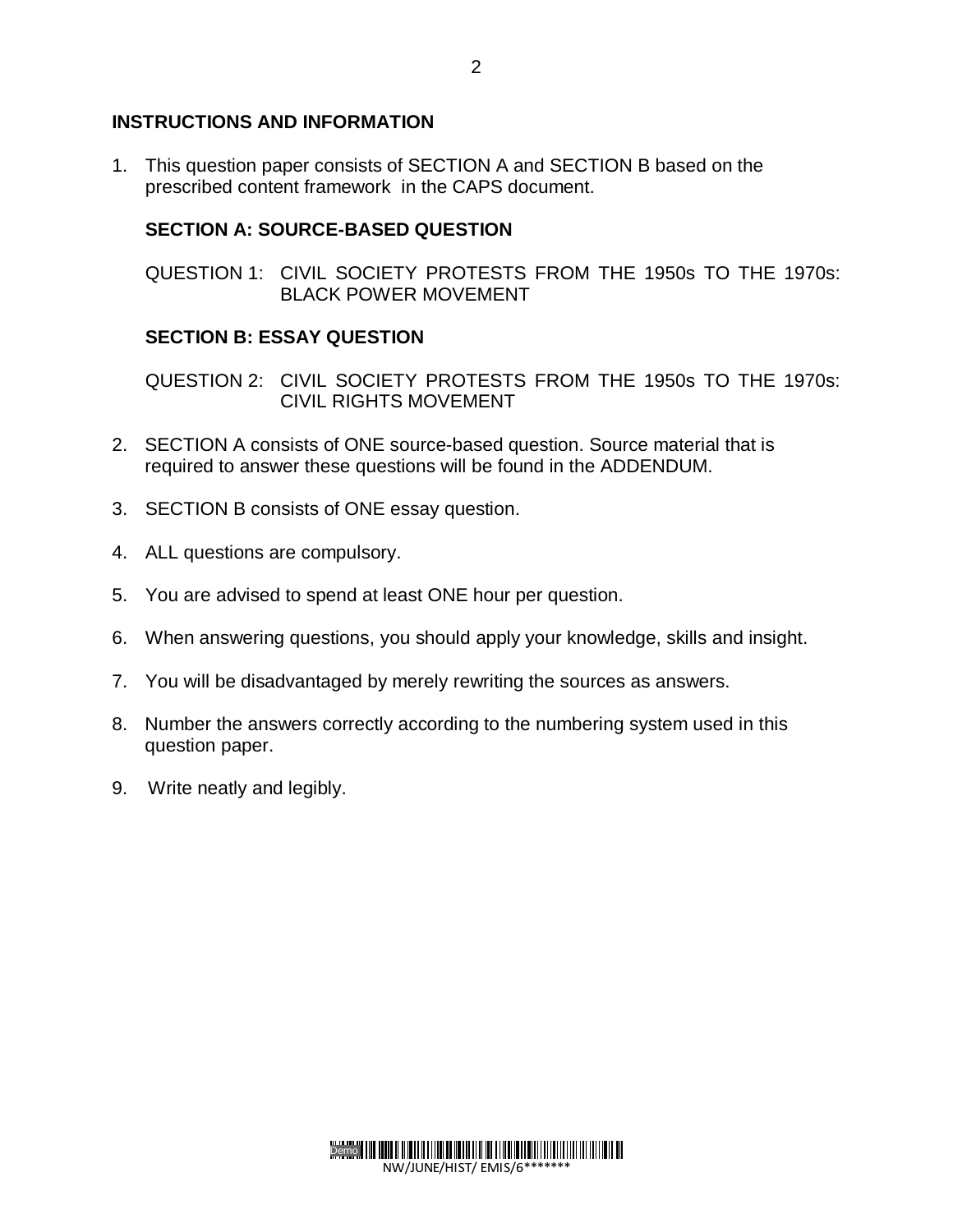## INSTRUCTIONS AND INFORMATION

1. This question paper consists of SECTION A and SECTION B based on the prescribed content framework in the CAPS document.

   **SECTION A: SOURCE-BASED QUESTION**

   QUESTION 1: CIVIL SOCIETY PROTESTS FROM THE 1950s TO THE 1970s: BLACK POWER MOVEMENT

   **SECTION B: ESSAY QUESTION**

   QUESTION 2: CIVIL SOCIETY PROTESTS FROM THE 1950s TO THE 1970s: CIVIL RIGHTS MOVEMENT

2. SECTION A consists of ONE source-based question. Source material that is required to answer these questions will be found in the ADDENDUM.

3. SECTION B consists of ONE essay question.

4. ALL questions are compulsory.

5. You are advised to spend at least ONE hour per question.

6. When answering questions, you should apply your knowledge, skills and insight.

7. You will be disadvantaged by merely rewriting the sources as answers.

8. Number the answers correctly according to the numbering system used in this question paper.

9. Write neatly and legibly.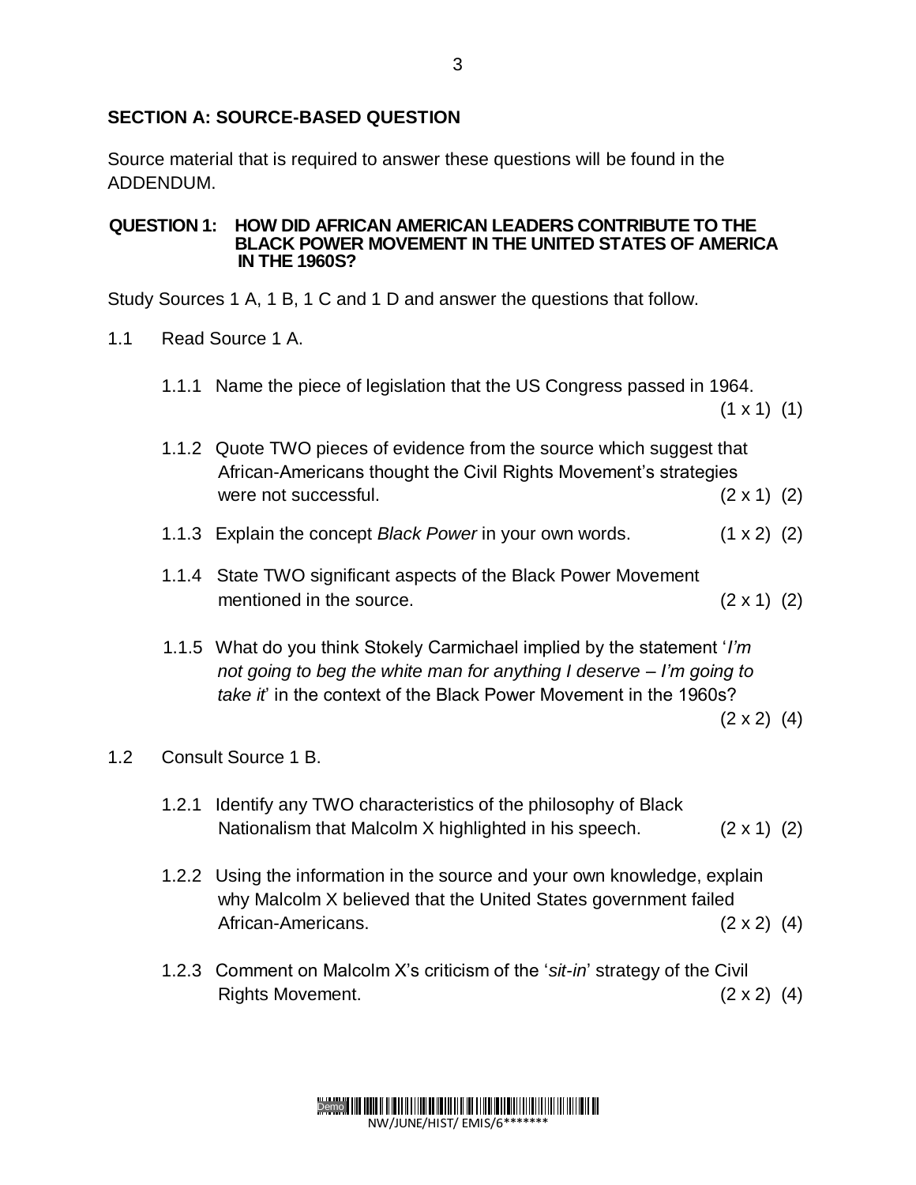## SECTION A: SOURCE-BASED QUESTION

Source material that is required to answer these questions will be found in the ADDENDUM.

### QUESTION 1: HOW DID AFRICAN AMERICAN LEADERS CONTRIBUTE TO THE BLACK POWER MOVEMENT IN THE UNITED STATES OF AMERICA IN THE 1960S?

Study Sources 1 A, 1 B, 1 C and 1 D and answer the questions that follow.

1.1 Read Source 1 A.

1.1.1 Name the piece of legislation that the US Congress passed in 1964. (1 x 1) (1)

1.1.2 Quote TWO pieces of evidence from the source which suggest that African-Americans thought the Civil Rights Movement's strategies were not successful. (2 x 1) (2)

1.1.3 Explain the concept *Black Power* in your own words. (1 x 2) (2)

1.1.4 State TWO significant aspects of the Black Power Movement mentioned in the source. (2 x 1) (2)

1.1.5 What do you think Stokely Carmichael implied by the statement '*I'm not going to beg the white man for anything I deserve – I'm going to take it*' in the context of the Black Power Movement in the 1960s? (2 x 2) (4)

1.2 Consult Source 1 B.

1.2.1 Identify any TWO characteristics of the philosophy of Black Nationalism that Malcolm X highlighted in his speech. (2 x 1) (2)

1.2.2 Using the information in the source and your own knowledge, explain why Malcolm X believed that the United States government failed African-Americans. (2 x 2) (4)

1.2.3 Comment on Malcolm X's criticism of the '*sit-in*' strategy of the Civil Rights Movement. (2 x 2) (4)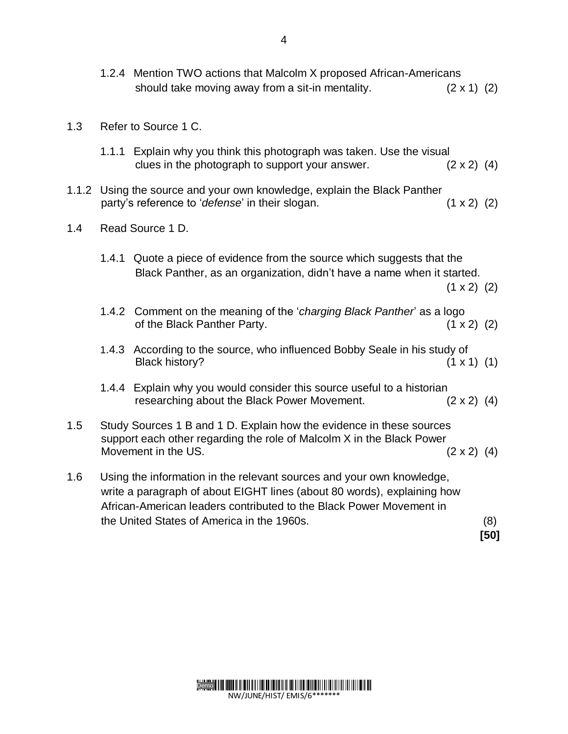1.2.4 Mention TWO actions that Malcolm X proposed African-Americans should take moving away from a sit-in mentality. (2 x 1) (2)

1.3 Refer to Source 1 C.

1.1.1 Explain why you think this photograph was taken. Use the visual clues in the photograph to support your answer. (2 x 2) (4)

1.1.2 Using the source and your own knowledge, explain the Black Panther party's reference to '*defense*' in their slogan. (1 x 2) (2)

1.4 Read Source 1 D.

1.4.1 Quote a piece of evidence from the source which suggests that the Black Panther, as an organization, didn't have a name when it started. (1 x 2) (2)

1.4.2 Comment on the meaning of the '*charging Black Panther*' as a logo of the Black Panther Party. (1 x 2) (2)

1.4.3 According to the source, who influenced Bobby Seale in his study of Black history? (1 x 1) (1)

1.4.4 Explain why you would consider this source useful to a historian researching about the Black Power Movement. (2 x 2) (4)

1.5 Study Sources 1 B and 1 D. Explain how the evidence in these sources support each other regarding the role of Malcolm X in the Black Power Movement in the US. (2 x 2) (4)

1.6 Using the information in the relevant sources and your own knowledge, write a paragraph of about EIGHT lines (about 80 words), explaining how African-American leaders contributed to the Black Power Movement in the United States of America in the 1960s. (8)

**[50]**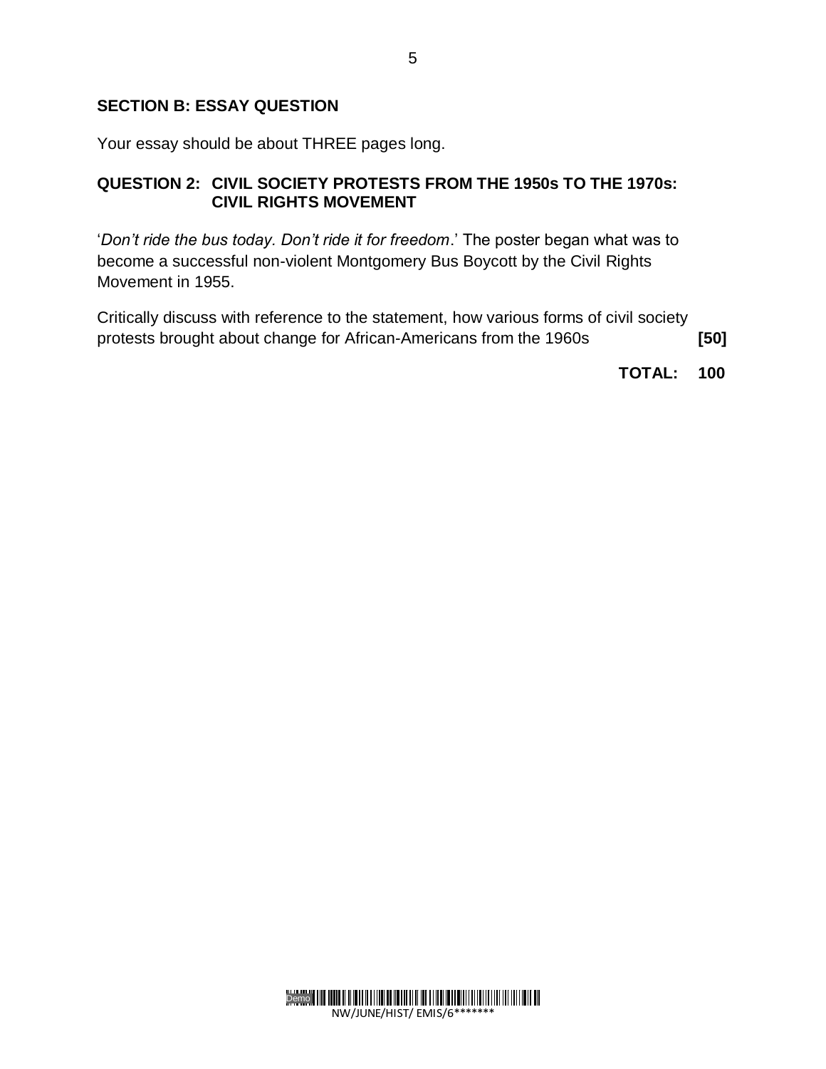## SECTION B: ESSAY QUESTION

Your essay should be about THREE pages long.

### QUESTION 2: CIVIL SOCIETY PROTESTS FROM THE 1950s TO THE 1970s: CIVIL RIGHTS MOVEMENT

'*Don't ride the bus today. Don't ride it for freedom*.' The poster began what was to become a successful non-violent Montgomery Bus Boycott by the Civil Rights Movement in 1955.

Critically discuss with reference to the statement, how various forms of civil society protests brought about change for African-Americans from the 1960s **[50]**

**TOTAL: 100**